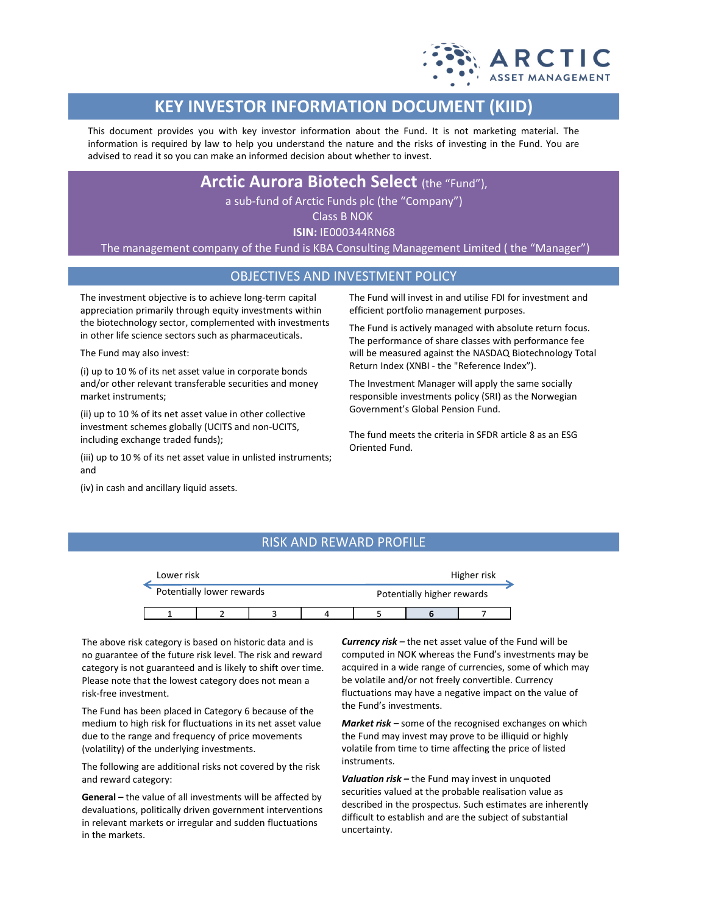ARCTIC ASSET MANAGEMENT

# KEY INVESTOR INFORMATION DOCUMENT (KIID)

This document provides you with key investor information about the Fund. It is not marketing material. The information is required by law to help you understand the nature and the risks of investing in the Fund. You are advised to read it so you can make an informed decision about whether to invest.

## Arctic Aurora Biotech Select (the "Fund"),

a sub-fund of Arctic Funds plc (the "Company")

Class B NOK

**ISIN:** IE000344RN68

The management company of the Fund is KBA Consulting Management Limited ( the "Manager")

## OBJECTIVES AND INVESTMENT POLICY

The investment objective is to achieve long-term capital appreciation primarily through equity investments within the biotechnology sector, complemented with investments in other life science sectors such as pharmaceuticals.

The Fund may also invest:

(i) up to 10 % of its net asset value in corporate bonds and/or other relevant transferable securities and money market instruments;

(ii) up to 10 % of its net asset value in other collective investment schemes globally (UCITS and non-UCITS, including exchange traded funds);

(iii) up to 10 % of its net asset value in unlisted instruments; and

(iv) in cash and ancillary liquid assets.

The Fund will invest in and utilise FDI for investment and efficient portfolio management purposes.

The Fund is actively managed with absolute return focus. The performance of share classes with performance fee will be measured against the NASDAQ Biotechnology Total Return Index (XNBI - the "Reference Index").

The Investment Manager will apply the same socially responsible investments policy (SRI) as the Norwegian Government's Global Pension Fund.

The fund meets the criteria in SFDR article 8 as an ESG Oriented Fund.

## RISK AND REWARD PROFILE

| Lower risk | | | | | | Higher risk |
|---|---|---|---|---|---|---|
| Potentially lower rewards | | | | | | Potentially higher rewards |
| 1 | 2 | 3 | 4 | 5 | **6** | 7 |

The above risk category is based on historic data and is no guarantee of the future risk level. The risk and reward category is not guaranteed and is likely to shift over time. Please note that the lowest category does not mean a risk-free investment.

The Fund has been placed in Category 6 because of the medium to high risk for fluctuations in its net asset value due to the range and frequency of price movements (volatility) of the underlying investments.

The following are additional risks not covered by the risk and reward category:

**General –** the value of all investments will be affected by devaluations, politically driven government interventions in relevant markets or irregular and sudden fluctuations in the markets.

***Currency risk –*** the net asset value of the Fund will be computed in NOK whereas the Fund's investments may be acquired in a wide range of currencies, some of which may be volatile and/or not freely convertible. Currency fluctuations may have a negative impact on the value of the Fund's investments.

***Market risk –*** some of the recognised exchanges on which the Fund may invest may prove to be illiquid or highly volatile from time to time affecting the price of listed instruments.

***Valuation risk –*** the Fund may invest in unquoted securities valued at the probable realisation value as described in the prospectus. Such estimates are inherently difficult to establish and are the subject of substantial uncertainty.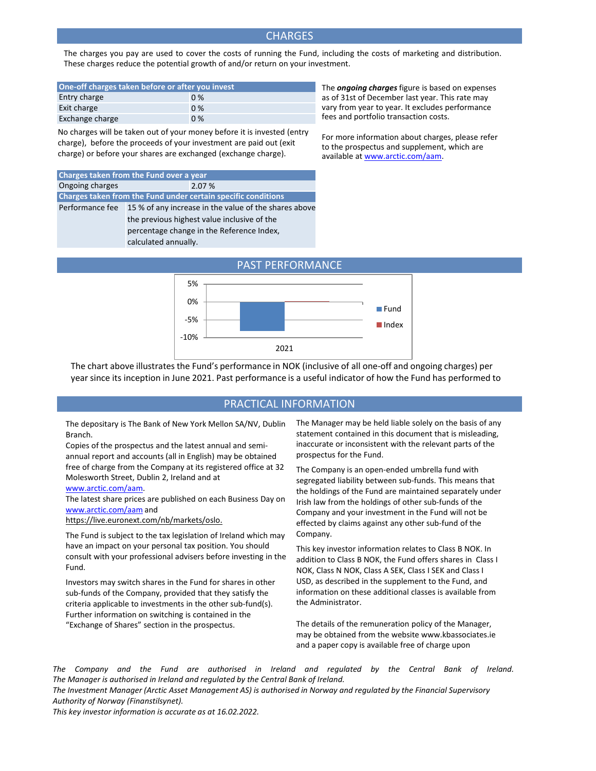## CHARGES

The charges you pay are used to cover the costs of running the Fund, including the costs of marketing and distribution. These charges reduce the potential growth of and/or return on your investment.

| One-off charges taken before or after you invest | |
|---|---|
| Entry charge | 0 % |
| Exit charge | 0 % |
| Exchange charge | 0 % |

No charges will be taken out of your money before it is invested (entry charge), before the proceeds of your investment are paid out (exit charge) or before your shares are exchanged (exchange charge).

| Charges taken from the Fund over a year | |
|---|---|
| Ongoing charges | 2.07 % |
| **Charges taken from the Fund under certain specific conditions** | |
| Performance fee | 15 % of any increase in the value of the shares above the previous highest value inclusive of the percentage change in the Reference Index, calculated annually. |

The ***ongoing charges*** figure is based on expenses as of 31st of December last year. This rate may vary from year to year. It excludes performance fees and portfolio transaction costs.

For more information about charges, please refer to the prospectus and supplement, which are available at www.arctic.com/aam.

## PAST PERFORMANCE

5%
0%
-5%
-10%
2021
Fund
Index

The chart above illustrates the Fund's performance in NOK (inclusive of all one-off and ongoing charges) per year since its inception in June 2021. Past performance is a useful indicator of how the Fund has performed to

## PRACTICAL INFORMATION

The depositary is The Bank of New York Mellon SA/NV, Dublin Branch.
Copies of the prospectus and the latest annual and semi-annual report and accounts (all in English) may be obtained free of charge from the Company at its registered office at 32 Molesworth Street, Dublin 2, Ireland and at www.arctic.com/aam.
The latest share prices are published on each Business Day on www.arctic.com/aam and https://live.euronext.com/nb/markets/oslo.

The Fund is subject to the tax legislation of Ireland which may have an impact on your personal tax position. You should consult with your professional advisers before investing in the Fund.

Investors may switch shares in the Fund for shares in other sub-funds of the Company, provided that they satisfy the criteria applicable to investments in the other sub-fund(s). Further information on switching is contained in the "Exchange of Shares" section in the prospectus.

The Manager may be held liable solely on the basis of any statement contained in this document that is misleading, inaccurate or inconsistent with the relevant parts of the prospectus for the Fund.

The Company is an open-ended umbrella fund with segregated liability between sub-funds. This means that the holdings of the Fund are maintained separately under Irish law from the holdings of other sub-funds of the Company and your investment in the Fund will not be effected by claims against any other sub-fund of the Company.

This key investor information relates to Class B NOK. In addition to Class B NOK, the Fund offers shares in Class I NOK, Class N NOK, Class A SEK, Class I SEK and Class I USD, as described in the supplement to the Fund, and information on these additional classes is available from the Administrator.

The details of the remuneration policy of the Manager, may be obtained from the website www.kbassociates.ie and a paper copy is available free of charge upon

*The Company and the Fund are authorised in Ireland and regulated by the Central Bank of Ireland.*
*The Manager is authorised in Ireland and regulated by the Central Bank of Ireland.*
*The Investment Manager (Arctic Asset Management AS) is authorised in Norway and regulated by the Financial Supervisory Authority of Norway (Finanstilsynet).*
*This key investor information is accurate as at 16.02.2022.*